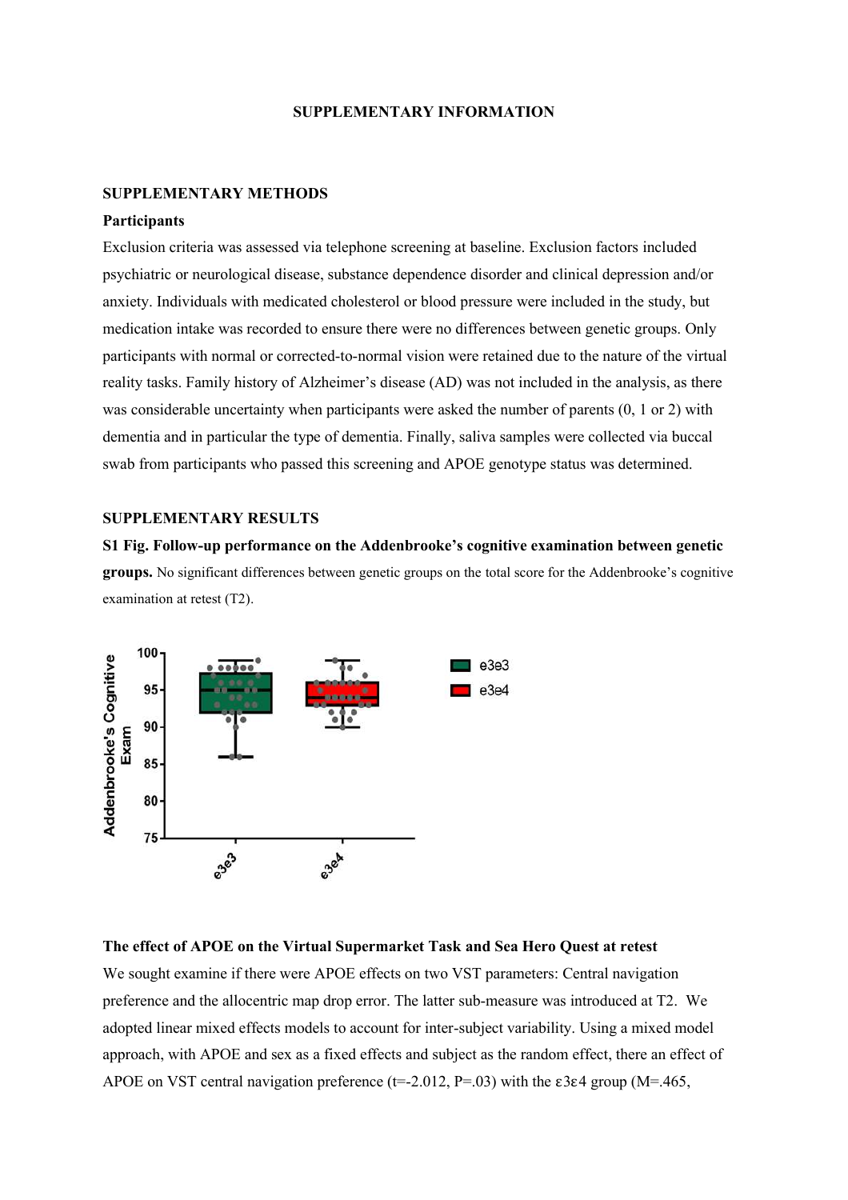# SUPPLEMENTARY INFORMATION

## SUPPLEMENTARY METHODS

### Participants

Exclusion criteria was assessed via telephone screening at baseline. Exclusion factors included psychiatric or neurological disease, substance dependence disorder and clinical depression and/or anxiety. Individuals with medicated cholesterol or blood pressure were included in the study, but medication intake was recorded to ensure there were no differences between genetic groups. Only participants with normal or corrected-to-normal vision were retained due to the nature of the virtual reality tasks. Family history of Alzheimer's disease (AD) was not included in the analysis, as there was considerable uncertainty when participants were asked the number of parents (0, 1 or 2) with dementia and in particular the type of dementia. Finally, saliva samples were collected via buccal swab from participants who passed this screening and APOE genotype status was determined.

## SUPPLEMENTARY RESULTS

**S1 Fig. Follow-up performance on the Addenbrooke's cognitive examination between genetic groups.** No significant differences between genetic groups on the total score for the Addenbrooke's cognitive examination at retest (T2).

### The effect of APOE on the Virtual Supermarket Task and Sea Hero Quest at retest

We sought examine if there were APOE effects on two VST parameters: Central navigation preference and the allocentric map drop error. The latter sub-measure was introduced at T2. We adopted linear mixed effects models to account for inter-subject variability. Using a mixed model approach, with APOE and sex as a fixed effects and subject as the random effect, there an effect of APOE on VST central navigation preference ($t=-2.012$, $P=.03$) with the ε3ε4 group ($M=.465$,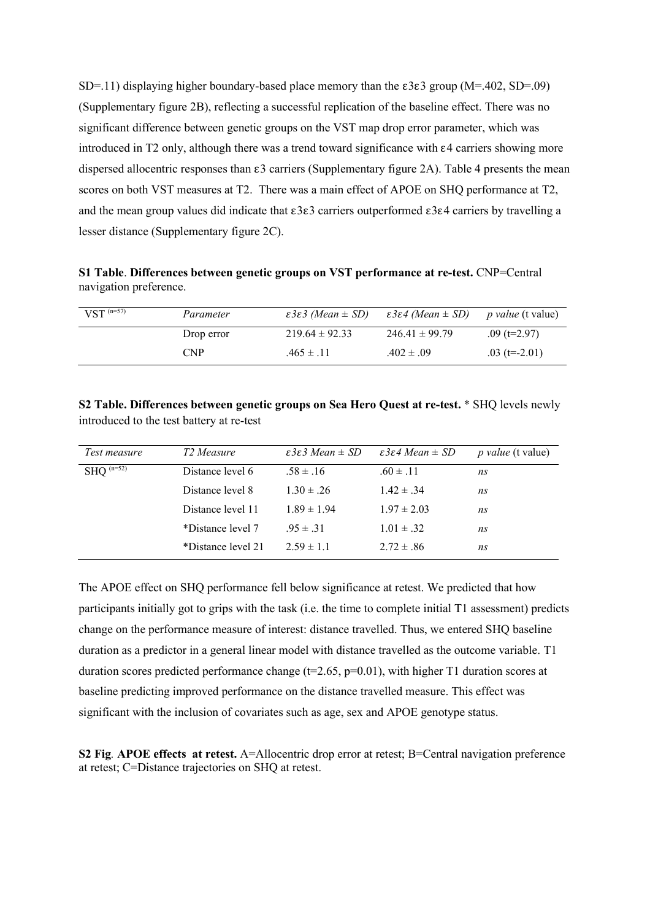SD=.11) displaying higher boundary-based place memory than the ε3ε3 group (M=.402, SD=.09) (Supplementary figure 2B), reflecting a successful replication of the baseline effect. There was no significant difference between genetic groups on the VST map drop error parameter, which was introduced in T2 only, although there was a trend toward significance with ε4 carriers showing more dispersed allocentric responses than ε3 carriers (Supplementary figure 2A). Table 4 presents the mean scores on both VST measures at T2. There was a main effect of APOE on SHQ performance at T2, and the mean group values did indicate that ε3ε3 carriers outperformed ε3ε4 carriers by travelling a lesser distance (Supplementary figure 2C).

**S1 Table**. **Differences between genetic groups on VST performance at re-test.** CNP=Central navigation preference.

| VST $^{(n=57)}$ | *Parameter* | *ε3ε3 (Mean ± SD)* | *ε3ε4 (Mean ± SD)* | *p value* (t value) |
|---|---|---|---|---|
| | Drop error | 219.64 ± 92.33 | 246.41 ± 99.79 | .09 (t=2.97) |
| | CNP | .465 ± .11 | .402 ± .09 | .03 (t=-2.01) |

**S2 Table. Differences between genetic groups on Sea Hero Quest at re-test.** * SHQ levels newly introduced to the test battery at re-test

| *Test measure* | *T2 Measure* | *ε3ε3 Mean ± SD* | *ε3ε4 Mean ± SD* | *p value* (t value) |
|---|---|---|---|---|
| SHQ $^{(n=52)}$ | Distance level 6 | .58 ± .16 | .60 ± .11 | *ns* |
| | Distance level 8 | 1.30 ± .26 | 1.42 ± .34 | *ns* |
| | Distance level 11 | 1.89 ± 1.94 | 1.97 ± 2.03 | *ns* |
| | *Distance level 7 | .95 ± .31 | 1.01 ± .32 | *ns* |
| | *Distance level 21 | 2.59 ± 1.1 | 2.72 ± .86 | *ns* |

The APOE effect on SHQ performance fell below significance at retest. We predicted that how participants initially got to grips with the task (i.e. the time to complete initial T1 assessment) predicts change on the performance measure of interest: distance travelled. Thus, we entered SHQ baseline duration as a predictor in a general linear model with distance travelled as the outcome variable. T1 duration scores predicted performance change (t=2.65, p=0.01), with higher T1 duration scores at baseline predicting improved performance on the distance travelled measure. This effect was significant with the inclusion of covariates such as age, sex and APOE genotype status.

**S2 Fig**. **APOE effects at retest.** A=Allocentric drop error at retest; B=Central navigation preference at retest; C=Distance trajectories on SHQ at retest.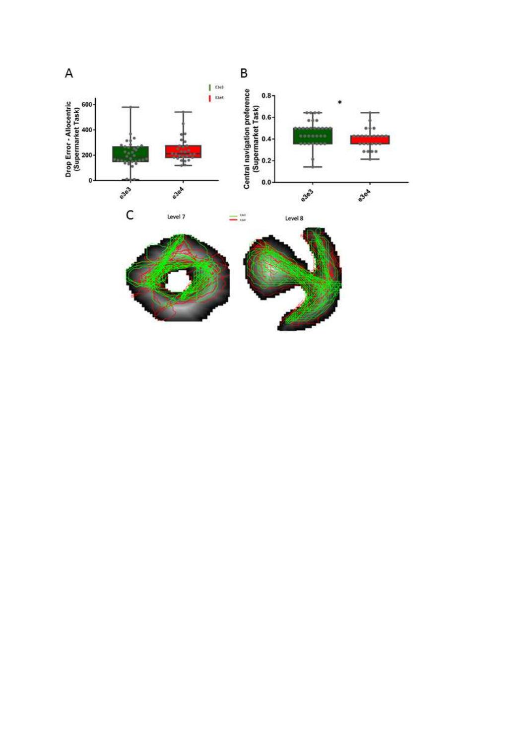A

E3e3
E3e4

Drop Error - Allocentric (Supermarket Task)

600
400
200
0

e3e3
e3e4

B

Central navigation preference (Supermarket Task)

0.8
0.6
0.4
0.2
0.0

*

e3e3
e3e4

C

Level 7

Level 8

E3e3
E3e4